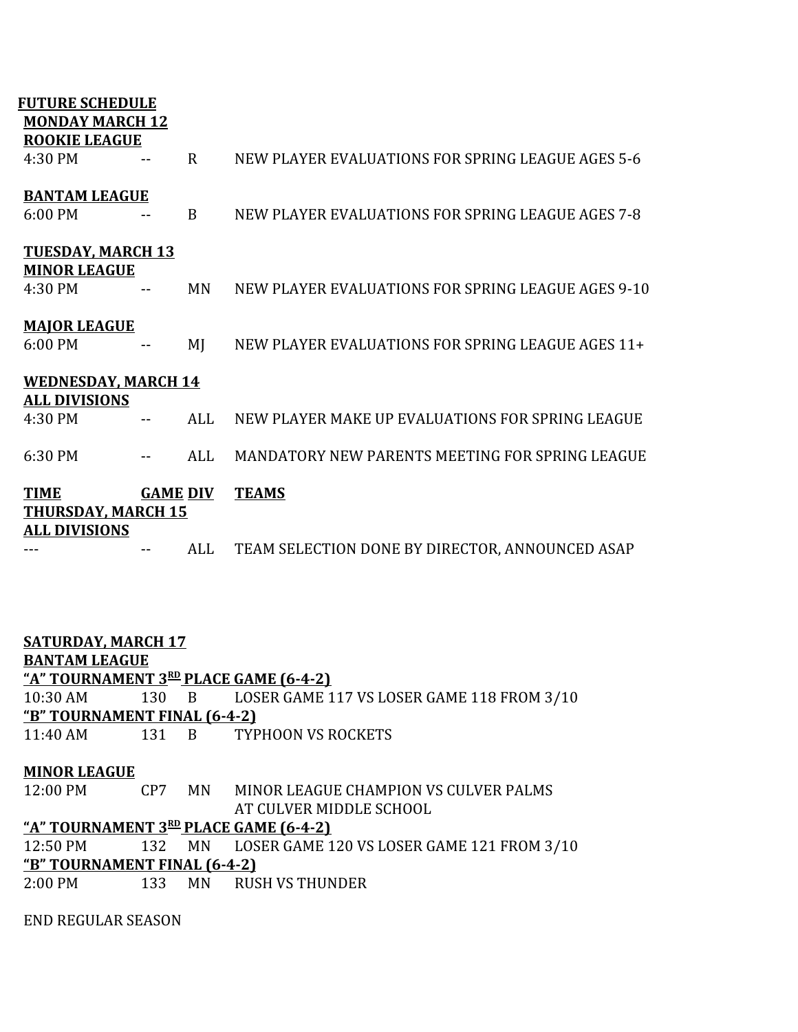**FUTURE SCHEDULE**

**MONDAY MARCH 12**

**ROOKIE LEAGUE**

| | | | |
|---|---|---|---|
| 4:30 PM | -- | R | NEW PLAYER EVALUATIONS FOR SPRING LEAGUE AGES 5-6 |

**BANTAM LEAGUE**

| | | | |
|---|---|---|---|
| 6:00 PM | -- | B | NEW PLAYER EVALUATIONS FOR SPRING LEAGUE AGES 7-8 |

**TUESDAY, MARCH 13**

**MINOR LEAGUE**

| | | | |
|---|---|---|---|
| 4:30 PM | -- | MN | NEW PLAYER EVALUATIONS FOR SPRING LEAGUE AGES 9-10 |

**MAJOR LEAGUE**

| | | | |
|---|---|---|---|
| 6:00 PM | -- | MJ | NEW PLAYER EVALUATIONS FOR SPRING LEAGUE AGES 11+ |

**WEDNESDAY, MARCH 14**

**ALL DIVISIONS**

| | | | |
|---|---|---|---|
| 4:30 PM | -- | ALL | NEW PLAYER MAKE UP EVALUATIONS FOR SPRING LEAGUE |
| 6:30 PM | -- | ALL | MANDATORY NEW PARENTS MEETING FOR SPRING LEAGUE |

| TIME | GAME | DIV | TEAMS |
|---|---|---|---|
| **THURSDAY, MARCH 15** | | | |
| **ALL DIVISIONS** | | | |
| --- | -- | ALL | TEAM SELECTION DONE BY DIRECTOR, ANNOUNCED ASAP |

**SATURDAY, MARCH 17**

**BANTAM LEAGUE**

**"A" TOURNAMENT 3RD PLACE GAME (6-4-2)**

| | | | |
|---|---|---|---|
| 10:30 AM | 130 | B | LOSER GAME 117 VS LOSER GAME 118 FROM 3/10 |

**"B" TOURNAMENT FINAL (6-4-2)**

| | | | |
|---|---|---|---|
| 11:40 AM | 131 | B | TYPHOON VS ROCKETS |

**MINOR LEAGUE**

| | | | |
|---|---|---|---|
| 12:00 PM | CP7 | MN | MINOR LEAGUE CHAMPION VS CULVER PALMS AT CULVER MIDDLE SCHOOL |

**"A" TOURNAMENT 3RD PLACE GAME (6-4-2)**

| | | | |
|---|---|---|---|
| 12:50 PM | 132 | MN | LOSER GAME 120 VS LOSER GAME 121 FROM 3/10 |

**"B" TOURNAMENT FINAL (6-4-2)**

| | | | |
|---|---|---|---|
| 2:00 PM | 133 | MN | RUSH VS THUNDER |

END REGULAR SEASON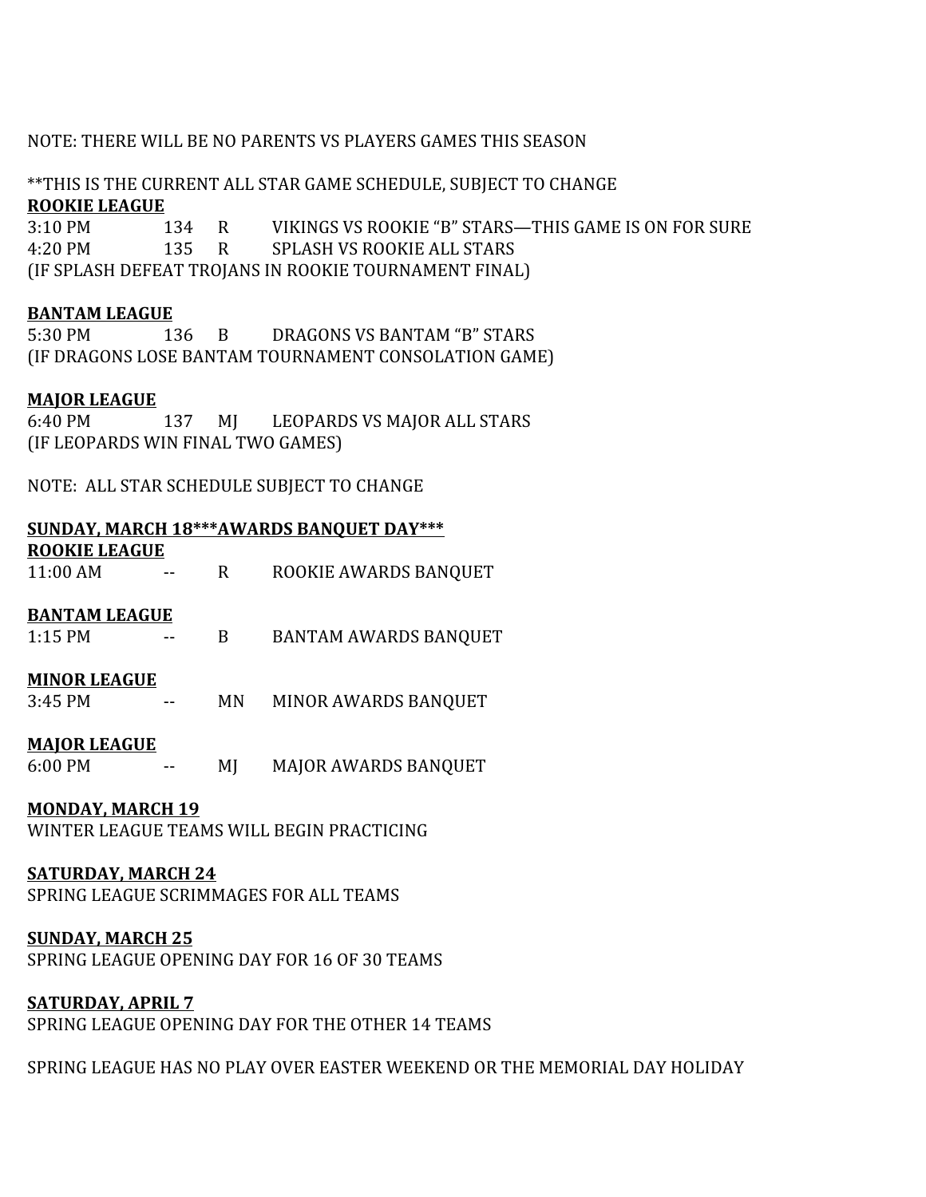NOTE: THERE WILL BE NO PARENTS VS PLAYERS GAMES THIS SEASON

**THIS IS THE CURRENT ALL STAR GAME SCHEDULE, SUBJECT TO CHANGE

**ROOKIE LEAGUE**

| | | | |
|---|---|---|---|
| 3:10 PM | 134 | R | VIKINGS VS ROOKIE “B” STARS—THIS GAME IS ON FOR SURE |
| 4:20 PM | 135 | R | SPLASH VS ROOKIE ALL STARS |

(IF SPLASH DEFEAT TROJANS IN ROOKIE TOURNAMENT FINAL)

**BANTAM LEAGUE**

| | | | |
|---|---|---|---|
| 5:30 PM | 136 | B | DRAGONS VS BANTAM “B” STARS |

(IF DRAGONS LOSE BANTAM TOURNAMENT CONSOLATION GAME)

**MAJOR LEAGUE**

| | | | |
|---|---|---|---|
| 6:40 PM | 137 | MJ | LEOPARDS VS MAJOR ALL STARS |

(IF LEOPARDS WIN FINAL TWO GAMES)

NOTE: ALL STAR SCHEDULE SUBJECT TO CHANGE

**SUNDAY, MARCH 18***AWARDS BANQUET DAY*****

**ROOKIE LEAGUE**

| | | | |
|---|---|---|---|
| 11:00 AM | -- | R | ROOKIE AWARDS BANQUET |

**BANTAM LEAGUE**

| | | | |
|---|---|---|---|
| 1:15 PM | -- | B | BANTAM AWARDS BANQUET |

**MINOR LEAGUE**

| | | | |
|---|---|---|---|
| 3:45 PM | -- | MN | MINOR AWARDS BANQUET |

**MAJOR LEAGUE**

| | | | |
|---|---|---|---|
| 6:00 PM | -- | MJ | MAJOR AWARDS BANQUET |

**MONDAY, MARCH 19**

WINTER LEAGUE TEAMS WILL BEGIN PRACTICING

**SATURDAY, MARCH 24**

SPRING LEAGUE SCRIMMAGES FOR ALL TEAMS

**SUNDAY, MARCH 25**

SPRING LEAGUE OPENING DAY FOR 16 OF 30 TEAMS

**SATURDAY, APRIL 7**

SPRING LEAGUE OPENING DAY FOR THE OTHER 14 TEAMS

SPRING LEAGUE HAS NO PLAY OVER EASTER WEEKEND OR THE MEMORIAL DAY HOLIDAY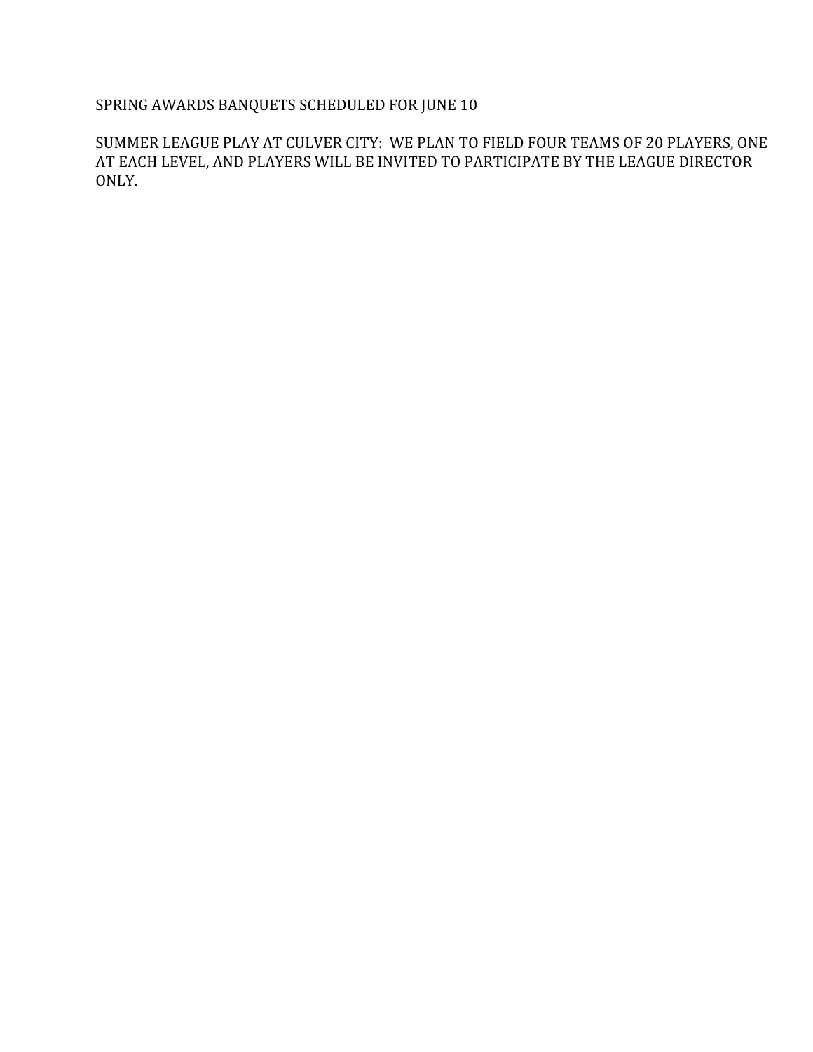SPRING AWARDS BANQUETS SCHEDULED FOR JUNE 10

SUMMER LEAGUE PLAY AT CULVER CITY: WE PLAN TO FIELD FOUR TEAMS OF 20 PLAYERS, ONE AT EACH LEVEL, AND PLAYERS WILL BE INVITED TO PARTICIPATE BY THE LEAGUE DIRECTOR ONLY.